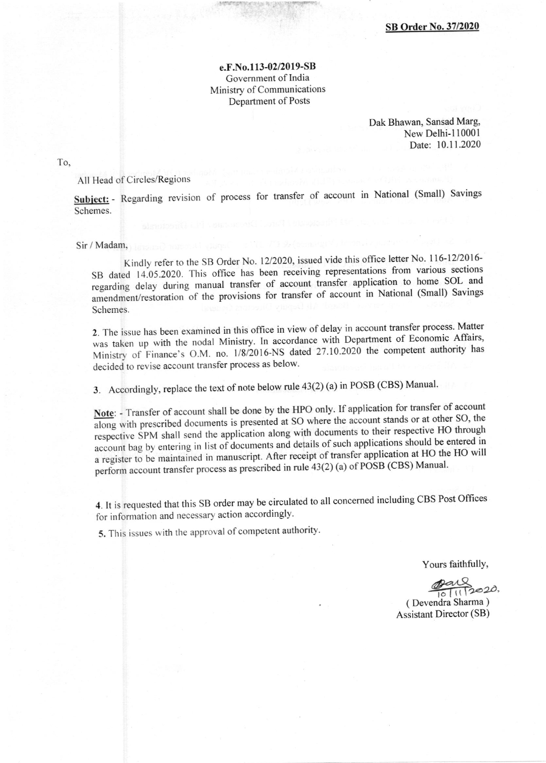**SB Order No. 37/2020**

**e.F.No.113-02/2019-SB**
Government of India
Ministry of Communications
Department of Posts

Dak Bhawan, Sansad Marg,
New Delhi-110001
Date: 10.11.2020

To,

All Head of Circles/Regions

**Subject:** - Regarding revision of process for transfer of account in National (Small) Savings Schemes.

Sir / Madam,

Kindly refer to the SB Order No. 12/2020, issued vide this office letter No. 116-12/2016-SB dated 14.05.2020. This office has been receiving representations from various sections regarding delay during manual transfer of account transfer application to home SOL and amendment/restoration of the provisions for transfer of account in National (Small) Savings Schemes.

**2.** The issue has been examined in this office in view of delay in account transfer process. Matter was taken up with the nodal Ministry. In accordance with Department of Economic Affairs, Ministry of Finance's O.M. no. 1/8/2016-NS dated 27.10.2020 the competent authority has decided to revise account transfer process as below.

**3.** Accordingly, replace the text of note below rule 43(2) (a) in POSB (CBS) Manual.

**Note**: - Transfer of account shall be done by the HPO only. If application for transfer of account along with prescribed documents is presented at SO where the account stands or at other SO, the respective SPM shall send the application along with documents to their respective HO through account bag by entering in list of documents and details of such applications should be entered in a register to be maintained in manuscript. After receipt of transfer application at HO the HO will perform account transfer process as prescribed in rule 43(2) (a) of POSB (CBS) Manual.

**4.** It is requested that this SB order may be circulated to all concerned including CBS Post Offices for information and necessary action accordingly.

**5.** This issues with the approval of competent authority.

Yours faithfully,

10/11/2020.
( Devendra Sharma )
Assistant Director (SB)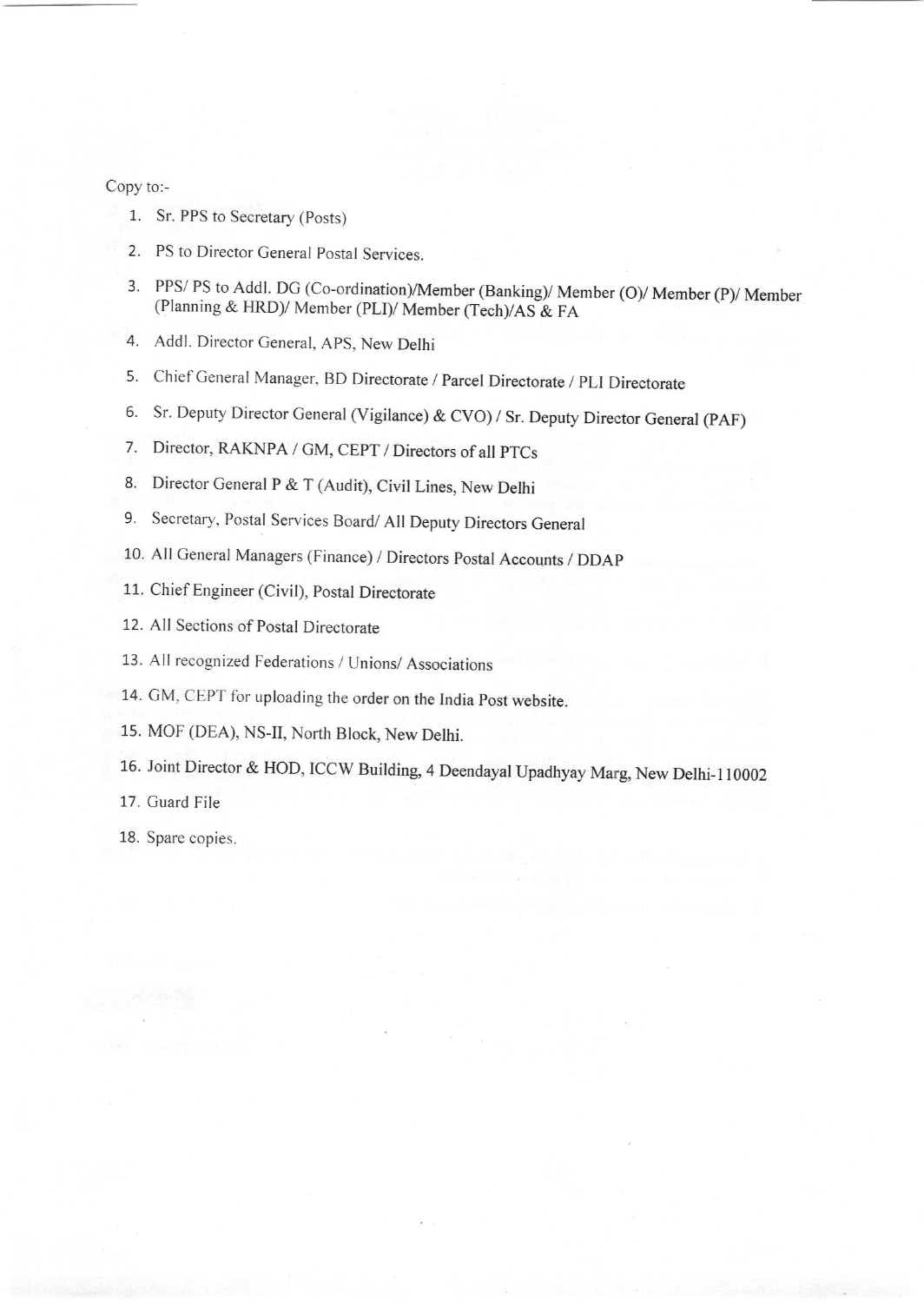Copy to:-

1. Sr. PPS to Secretary (Posts)
2. PS to Director General Postal Services.
3. PPS/ PS to Addl. DG (Co-ordination)/Member (Banking)/ Member (O)/ Member (P)/ Member (Planning & HRD)/ Member (PLI)/ Member (Tech)/AS & FA
4. Addl. Director General, APS, New Delhi
5. Chief General Manager, BD Directorate / Parcel Directorate / PLI Directorate
6. Sr. Deputy Director General (Vigilance) & CVO) / Sr. Deputy Director General (PAF)
7. Director, RAKNPA / GM, CEPT / Directors of all PTCs
8. Director General P & T (Audit), Civil Lines, New Delhi
9. Secretary, Postal Services Board/ All Deputy Directors General
10. All General Managers (Finance) / Directors Postal Accounts / DDAP
11. Chief Engineer (Civil), Postal Directorate
12. All Sections of Postal Directorate
13. All recognized Federations / Unions/ Associations
14. GM, CEPT for uploading the order on the India Post website.
15. MOF (DEA), NS-II, North Block, New Delhi.
16. Joint Director & HOD, ICCW Building, 4 Deendayal Upadhyay Marg, New Delhi-110002
17. Guard File
18. Spare copies.